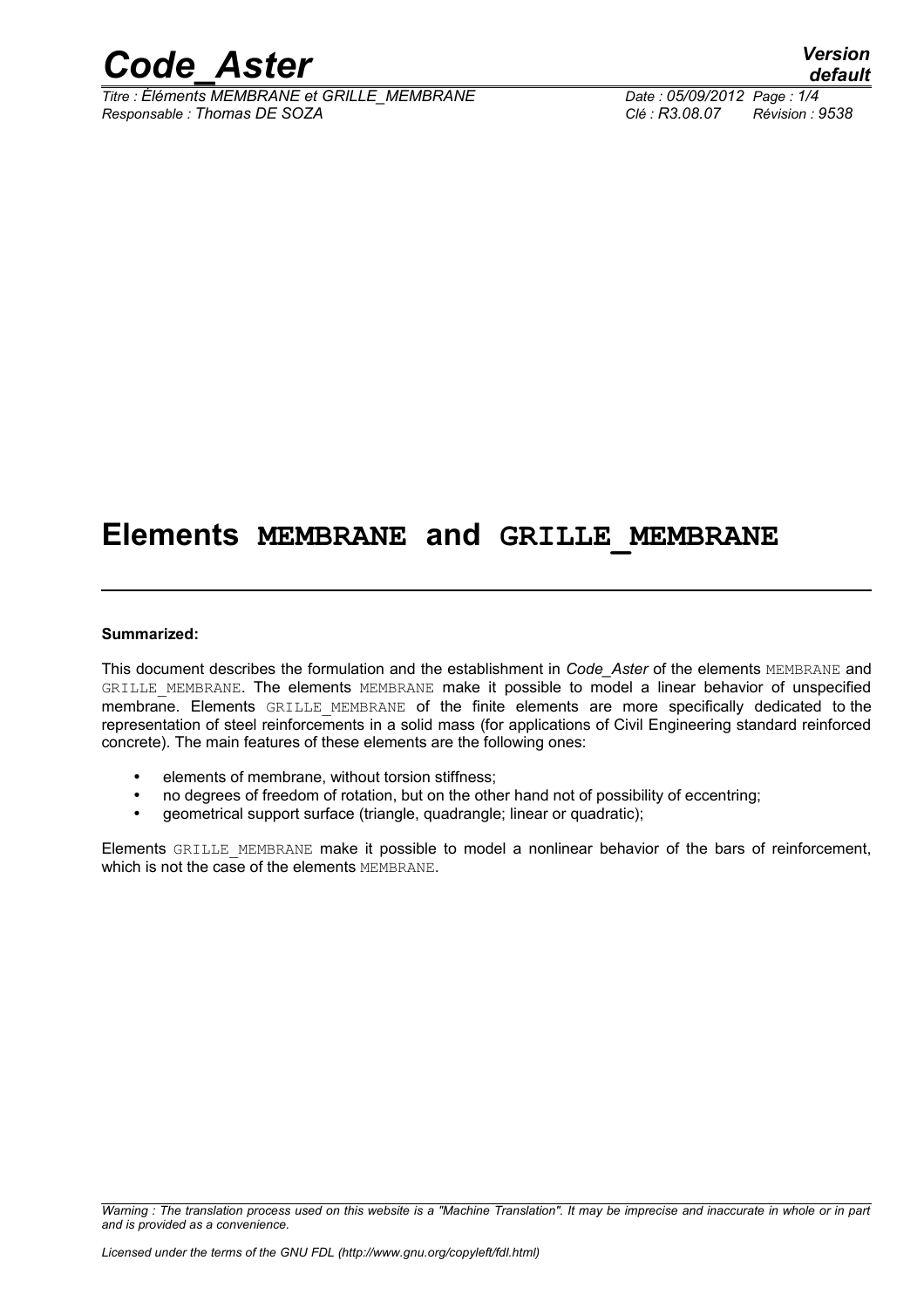# Elements MEMBRANE and GRILLE_MEMBRANE

**Summarized:**

This document describes the formulation and the establishment in *Code_Aster* of the elements MEMBRANE and GRILLE_MEMBRANE. The elements MEMBRANE make it possible to model a linear behavior of unspecified membrane. Elements GRILLE_MEMBRANE of the finite elements are more specifically dedicated to the representation of steel reinforcements in a solid mass (for applications of Civil Engineering standard reinforced concrete). The main features of these elements are the following ones:

- elements of membrane, without torsion stiffness;
- no degrees of freedom of rotation, but on the other hand not of possibility of eccentring;
- geometrical support surface (triangle, quadrangle; linear or quadratic);

Elements GRILLE_MEMBRANE make it possible to model a nonlinear behavior of the bars of reinforcement, which is not the case of the elements MEMBRANE.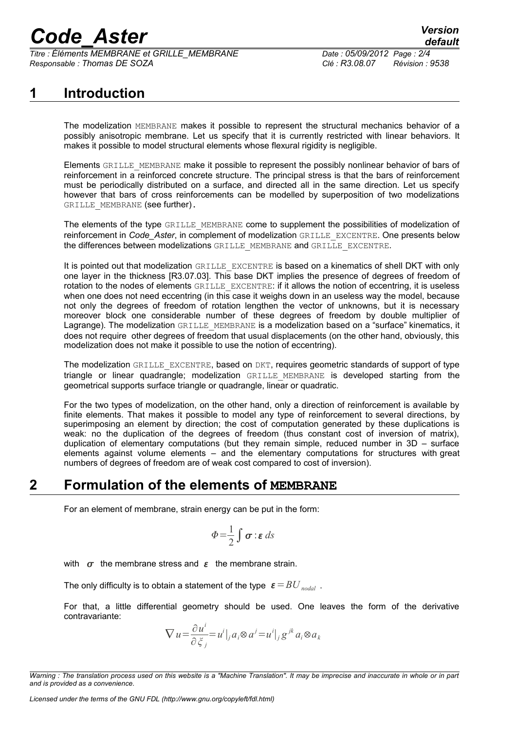# 1 Introduction

The modelization MEMBRANE makes it possible to represent the structural mechanics behavior of a possibly anisotropic membrane. Let us specify that it is currently restricted with linear behaviors. It makes it possible to model structural elements whose flexural rigidity is negligible.

Elements GRILLE_MEMBRANE make it possible to represent the possibly nonlinear behavior of bars of reinforcement in a reinforced concrete structure. The principal stress is that the bars of reinforcement must be periodically distributed on a surface, and directed all in the same direction. Let us specify however that bars of cross reinforcements can be modelled by superposition of two modelizations GRILLE_MEMBRANE (see further).

The elements of the type GRILLE_MEMBRANE come to supplement the possibilities of modelization of reinforcement in *Code_Aster*, in complement of modelization GRILLE_EXCENTRE. One presents below the differences between modelizations GRILLE_MEMBRANE and GRILLE_EXCENTRE.

It is pointed out that modelization GRILLE_EXCENTRE is based on a kinematics of shell DKT with only one layer in the thickness [R3.07.03]. This base DKT implies the presence of degrees of freedom of rotation to the nodes of elements GRILLE_EXCENTRE: if it allows the notion of eccentring, it is useless when one does not need eccentring (in this case it weighs down in an useless way the model, because not only the degrees of freedom of rotation lengthen the vector of unknowns, but it is necessary moreover block one considerable number of these degrees of freedom by double multiplier of Lagrange). The modelization GRILLE_MEMBRANE is a modelization based on a "surface" kinematics, it does not require other degrees of freedom that usual displacements (on the other hand, obviously, this modelization does not make it possible to use the notion of eccentring).

The modelization GRILLE_EXCENTRE, based on DKT, requires geometric standards of support of type triangle or linear quadrangle; modelization GRILLE_MEMBRANE is developed starting from the geometrical supports surface triangle or quadrangle, linear or quadratic.

For the two types of modelization, on the other hand, only a direction of reinforcement is available by finite elements. That makes it possible to model any type of reinforcement to several directions, by superimposing an element by direction; the cost of computation generated by these duplications is weak: no the duplication of the degrees of freedom (thus constant cost of inversion of matrix), duplication of elementary computations (but they remain simple, reduced number in 3D – surface elements against volume elements – and the elementary computations for structures with great numbers of degrees of freedom are of weak cost compared to cost of inversion).

# 2 Formulation of the elements of MEMBRANE

For an element of membrane, strain energy can be put in the form:

$$\Phi=\frac{1}{2}\int \boldsymbol{\sigma}:\boldsymbol{\varepsilon}\, ds$$

with $\boldsymbol{\sigma}$ the membrane stress and $\boldsymbol{\varepsilon}$ the membrane strain.

The only difficulty is to obtain a statement of the type $\boldsymbol{\varepsilon}=BU_{nodal}$ .

For that, a little differential geometry should be used. One leaves the form of the derivative contravariante:

$$\nabla u=\frac{\partial u^i}{\partial \xi_j}=u^i|_j a_i\otimes a^j=u^i|_j g^{jk} a_i\otimes a_k$$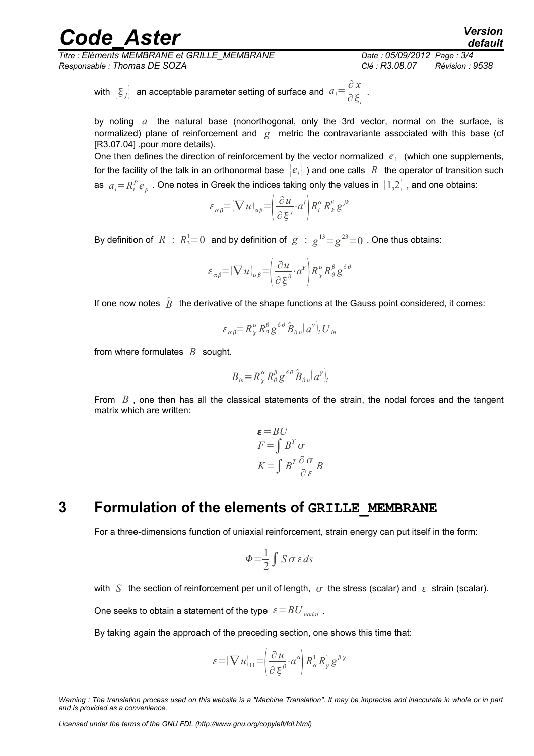with $\{\xi_j\}$ an acceptable parameter setting of surface and $a_i = \dfrac{\partial x}{\partial \xi_i}$.

by noting $a$ the natural base (nonorthogonal, only the 3rd vector, normal on the surface, is normalized) plane of reinforcement and $g$ metric the contravariante associated with this base (cf [R3.07.04] .pour more details).

One then defines the direction of reinforcement by the vector normalized $e_1$ (which one supplements, for the facility of the talk in an orthonormal base $\{e_i\}$ ) and one calls $R$ the operator of transition such as $a_i = R_i^p e_p$ . One notes in Greek the indices taking only the values in $\{1,2\}$ , and one obtains:

$$\varepsilon_{\alpha\beta} = (\nabla u)_{\alpha\beta} = \left(\frac{\partial u}{\partial \xi^j} \cdot a^i\right) R_i^\alpha R_k^\beta g^{jk}$$

By definition of $R$ : $R_3^1 = 0$ and by definition of $g$ : $g^{13} = g^{23} = 0$ . One thus obtains:

$$\varepsilon_{\alpha\beta} = (\nabla u)_{\alpha\beta} = \left(\frac{\partial u}{\partial \xi^\delta} \cdot a^\gamma\right) R_\gamma^\alpha R_\theta^\beta g^{\delta\theta}$$

If one now notes $\hat{B}$ the derivative of the shape functions at the Gauss point considered, it comes:

$$\varepsilon_{\alpha\beta} = R_\gamma^\alpha R_\theta^\beta g^{\delta\theta} \hat{B}_{\delta n} (a^\gamma)_i U_{in}$$

from where formulates $B$ sought.

$$B_{in} = R_\gamma^\alpha R_\theta^\beta g^{\delta\theta} \hat{B}_{\delta n} (a^\gamma)_i$$

From $B$ , one then has all the classical statements of the strain, the nodal forces and the tangent matrix which are written:

$$\begin{aligned} \boldsymbol{\varepsilon} &= BU \\ F &= \int B^T \sigma \\ K &= \int B^T \frac{\partial \sigma}{\partial \varepsilon} B \end{aligned}$$

# 3 Formulation of the elements of GRILLE_MEMBRANE

For a three-dimensions function of uniaxial reinforcement, strain energy can put itself in the form:

$$\Phi = \frac{1}{2} \int S \sigma \varepsilon \, ds$$

with $S$ the section of reinforcement per unit of length, $\sigma$ the stress (scalar) and $\varepsilon$ strain (scalar).

One seeks to obtain a statement of the type $\varepsilon = BU_{nodal}$ .

By taking again the approach of the preceding section, one shows this time that:

$$\varepsilon = (\nabla u)_{11} = \left(\frac{\partial u}{\partial \xi^\beta} \cdot a^\alpha\right) R_\alpha^1 R_\gamma^1 g^{\beta\gamma}$$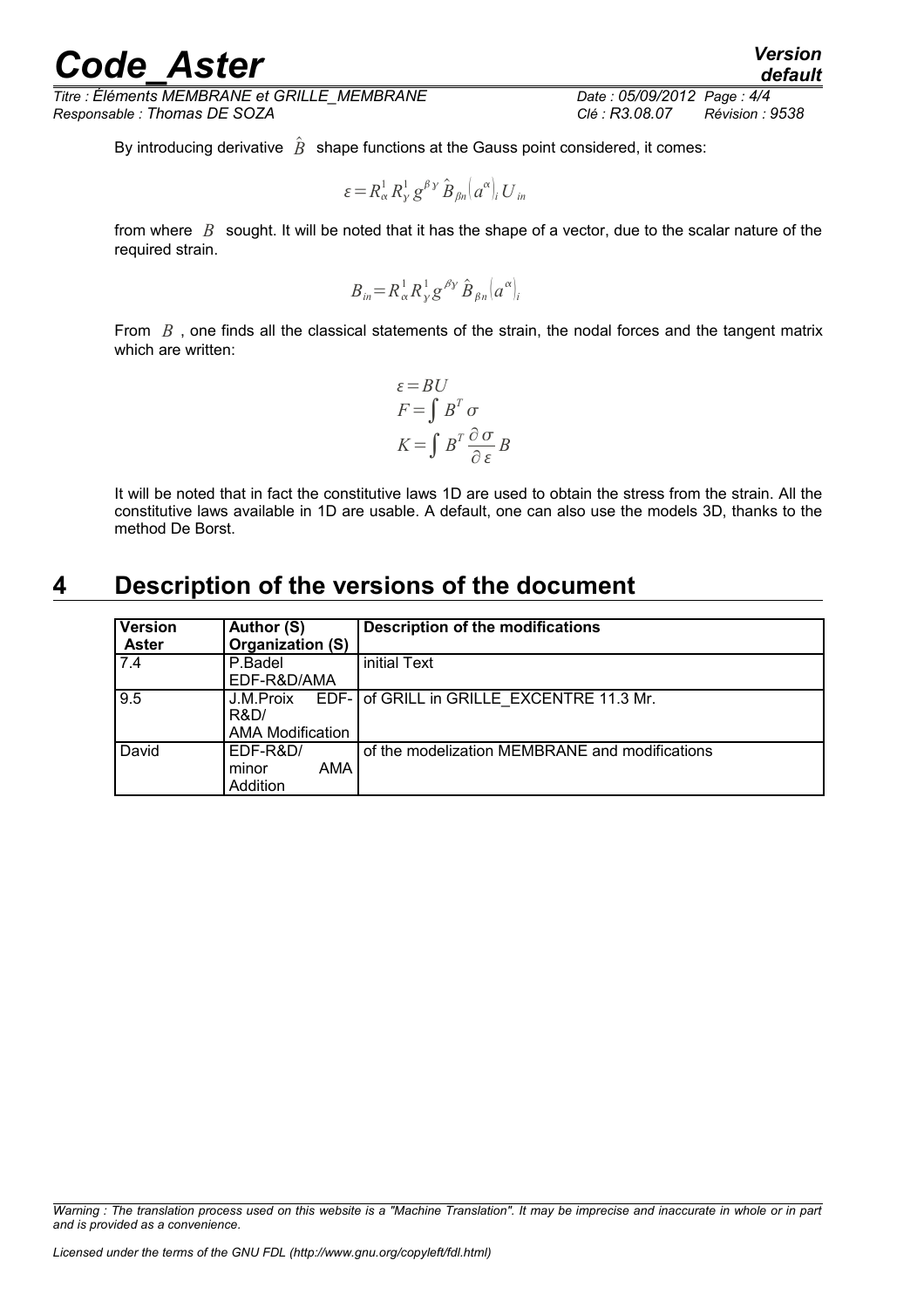By introducing derivative $\hat{B}$ shape functions at the Gauss point considered, it comes:

$$\varepsilon = R^1_\alpha R^1_\gamma g^{\beta\gamma} \hat{B}_{\beta n} (a^\alpha)_i U_{in}$$

from where $B$ sought. It will be noted that it has the shape of a vector, due to the scalar nature of the required strain.

$$B_{in} = R^1_\alpha R^1_\gamma g^{\beta\gamma} \hat{B}_{\beta n} (a^\alpha)_i$$

From $B$, one finds all the classical statements of the strain, the nodal forces and the tangent matrix which are written:

$$\varepsilon = BU$$
$$F = \int B^T \sigma$$
$$K = \int B^T \frac{\partial \sigma}{\partial \varepsilon} B$$

It will be noted that in fact the constitutive laws 1D are used to obtain the stress from the strain. All the constitutive laws available in 1D are usable. A default, one can also use the models 3D, thanks to the method De Borst.

# 4 Description of the versions of the document

| Version Aster | Author (S) Organization (S) | Description of the modifications |
|---|---|---|
| 7.4 | P.Badel EDF-R&D/AMA | initial Text |
| 9.5 | J.M.Proix EDF-R&D/ AMA Modification | of GRILL in GRILLE_EXCENTRE 11.3 Mr. |
| David | EDF-R&D/ minor AMA Addition | of the modelization MEMBRANE and modifications |